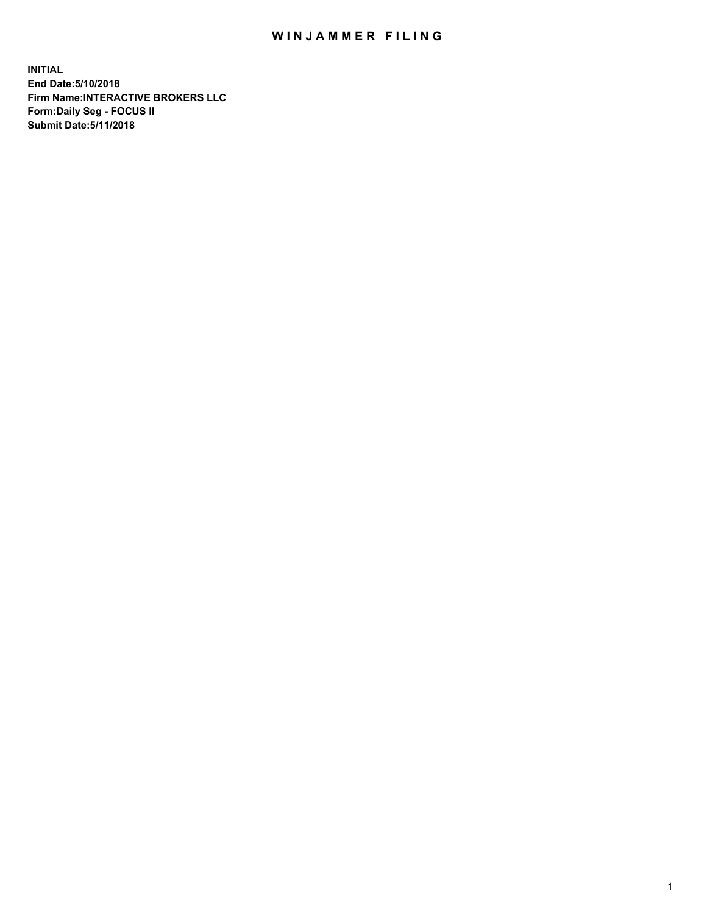# WINJAMMER FILING

**INITIAL**
**End Date:5/10/2018**
**Firm Name:INTERACTIVE BROKERS LLC**
**Form:Daily Seg - FOCUS II**
**Submit Date:5/11/2018**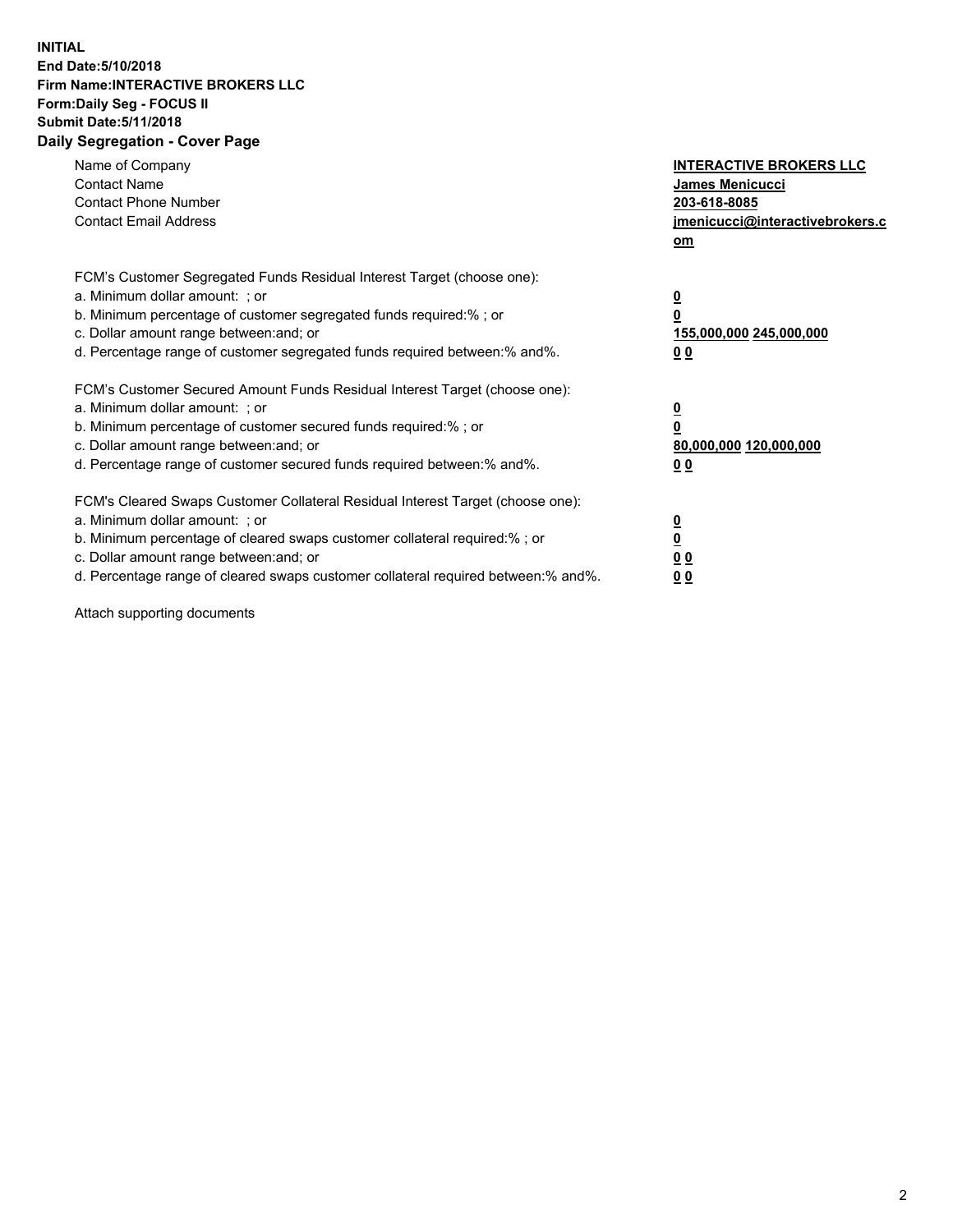**INITIAL**
**End Date:5/10/2018**
**Firm Name:INTERACTIVE BROKERS LLC**
**Form:Daily Seg - FOCUS II**
**Submit Date:5/11/2018**
**Daily Segregation - Cover Page**

| | |
|---|---|
| Name of Company | **INTERACTIVE BROKERS LLC** |
| Contact Name | **James Menicucci** |
| Contact Phone Number | **203-618-8085** |
| Contact Email Address | **jmenicucci@interactivebrokers.com** |

FCM's Customer Segregated Funds Residual Interest Target (choose one):

| | |
|---|---|
| a. Minimum dollar amount: ; or | **0** |
| b. Minimum percentage of customer segregated funds required:% ; or | **0** |
| c. Dollar amount range between:and; or | **155,000,000 245,000,000** |
| d. Percentage range of customer segregated funds required between:% and%. | **0 0** |

FCM's Customer Secured Amount Funds Residual Interest Target (choose one):

| | |
|---|---|
| a. Minimum dollar amount: ; or | **0** |
| b. Minimum percentage of customer secured funds required:% ; or | **0** |
| c. Dollar amount range between:and; or | **80,000,000 120,000,000** |
| d. Percentage range of customer secured funds required between:% and%. | **0 0** |

FCM's Cleared Swaps Customer Collateral Residual Interest Target (choose one):

| | |
|---|---|
| a. Minimum dollar amount: ; or | **0** |
| b. Minimum percentage of cleared swaps customer collateral required:% ; or | **0** |
| c. Dollar amount range between:and; or | **0 0** |
| d. Percentage range of cleared swaps customer collateral required between:% and%. | **0 0** |

Attach supporting documents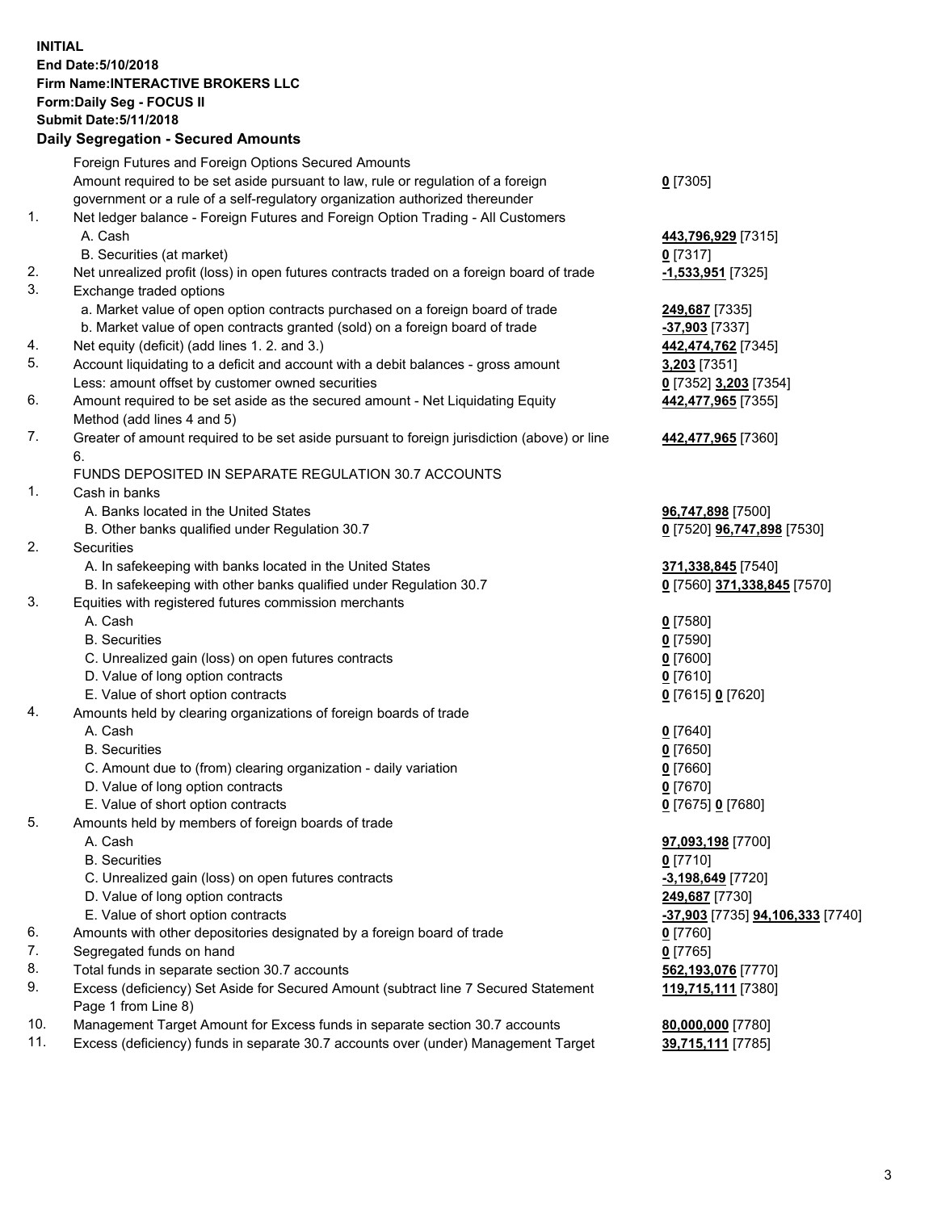**INITIAL**
**End Date:5/10/2018**
**Firm Name:INTERACTIVE BROKERS LLC**
**Form:Daily Seg - FOCUS II**
**Submit Date:5/11/2018**

## Daily Segregation - Secured Amounts

| | | |
|---|---|---|
| | Foreign Futures and Foreign Options Secured Amounts | |
| | Amount required to be set aside pursuant to law, rule or regulation of a foreign government or a rule of a self-regulatory organization authorized thereunder | **0** [7305] |
| 1. | Net ledger balance - Foreign Futures and Foreign Option Trading - All Customers | |
| | A. Cash | **443,796,929** [7315] |
| | B. Securities (at market) | **0** [7317] |
| 2. | Net unrealized profit (loss) in open futures contracts traded on a foreign board of trade | **-1,533,951** [7325] |
| 3. | Exchange traded options | |
| | a. Market value of open option contracts purchased on a foreign board of trade | **249,687** [7335] |
| | b. Market value of open contracts granted (sold) on a foreign board of trade | **-37,903** [7337] |
| 4. | Net equity (deficit) (add lines 1. 2. and 3.) | **442,474,762** [7345] |
| 5. | Account liquidating to a deficit and account with a debit balances - gross amount | **3,203** [7351] |
| | Less: amount offset by customer owned securities | **0** [7352] **3,203** [7354] |
| 6. | Amount required to be set aside as the secured amount - Net Liquidating Equity Method (add lines 4 and 5) | **442,477,965** [7355] |
| 7. | Greater of amount required to be set aside pursuant to foreign jurisdiction (above) or line 6. | **442,477,965** [7360] |
| | FUNDS DEPOSITED IN SEPARATE REGULATION 30.7 ACCOUNTS | |
| 1. | Cash in banks | |
| | A. Banks located in the United States | **96,747,898** [7500] |
| | B. Other banks qualified under Regulation 30.7 | **0** [7520] **96,747,898** [7530] |
| 2. | Securities | |
| | A. In safekeeping with banks located in the United States | **371,338,845** [7540] |
| | B. In safekeeping with other banks qualified under Regulation 30.7 | **0** [7560] **371,338,845** [7570] |
| 3. | Equities with registered futures commission merchants | |
| | A. Cash | **0** [7580] |
| | B. Securities | **0** [7590] |
| | C. Unrealized gain (loss) on open futures contracts | **0** [7600] |
| | D. Value of long option contracts | **0** [7610] |
| | E. Value of short option contracts | **0** [7615] **0** [7620] |
| 4. | Amounts held by clearing organizations of foreign boards of trade | |
| | A. Cash | **0** [7640] |
| | B. Securities | **0** [7650] |
| | C. Amount due to (from) clearing organization - daily variation | **0** [7660] |
| | D. Value of long option contracts | **0** [7670] |
| | E. Value of short option contracts | **0** [7675] **0** [7680] |
| 5. | Amounts held by members of foreign boards of trade | |
| | A. Cash | **97,093,198** [7700] |
| | B. Securities | **0** [7710] |
| | C. Unrealized gain (loss) on open futures contracts | **-3,198,649** [7720] |
| | D. Value of long option contracts | **249,687** [7730] |
| | E. Value of short option contracts | **-37,903** [7735] **94,106,333** [7740] |
| 6. | Amounts with other depositories designated by a foreign board of trade | **0** [7760] |
| 7. | Segregated funds on hand | **0** [7765] |
| 8. | Total funds in separate section 30.7 accounts | **562,193,076** [7770] |
| 9. | Excess (deficiency) Set Aside for Secured Amount (subtract line 7 Secured Statement Page 1 from Line 8) | **119,715,111** [7380] |
| 10. | Management Target Amount for Excess funds in separate section 30.7 accounts | **80,000,000** [7780] |
| 11. | Excess (deficiency) funds in separate 30.7 accounts over (under) Management Target | **39,715,111** [7785] |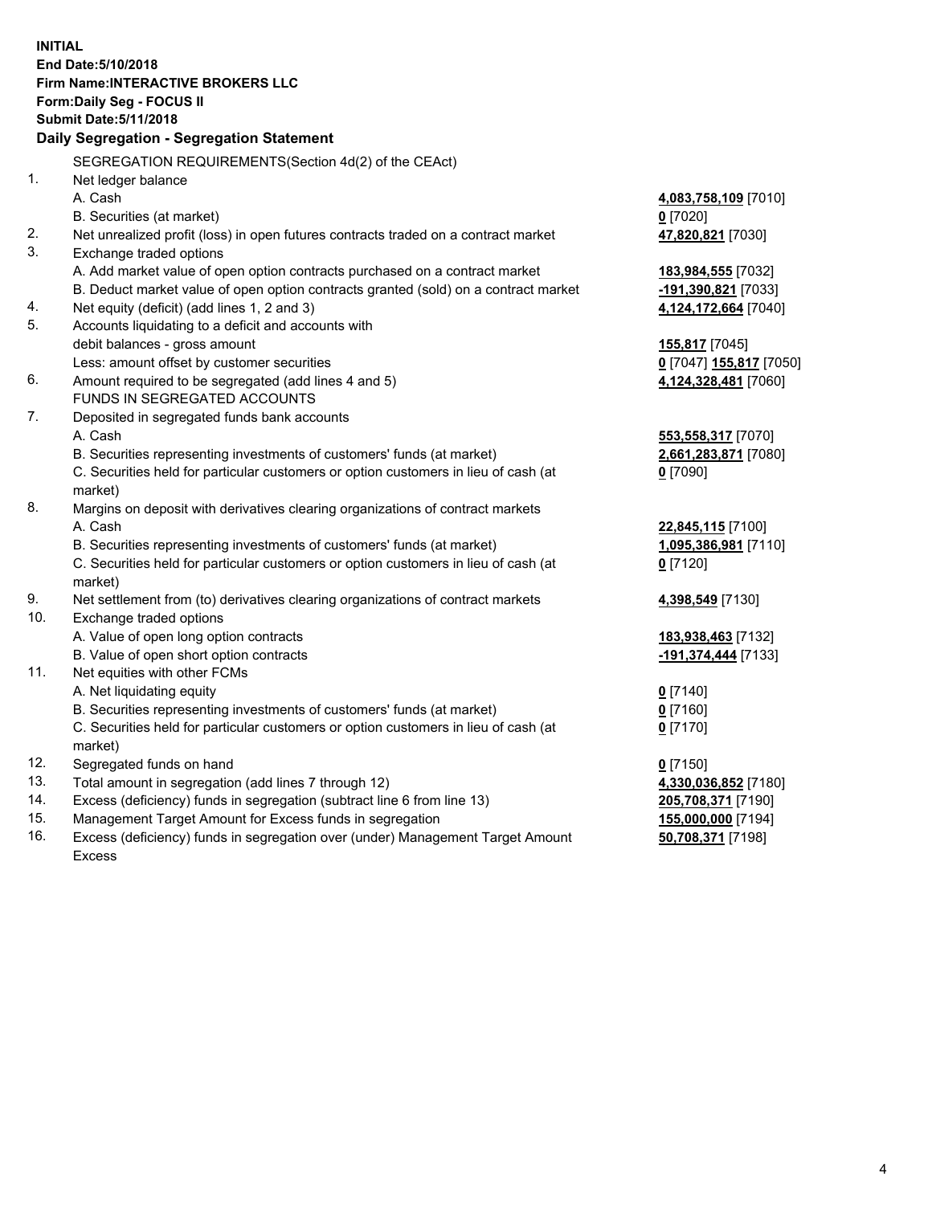**INITIAL**
**End Date:5/10/2018**
**Firm Name:INTERACTIVE BROKERS LLC**
**Form:Daily Seg - FOCUS II**
**Submit Date:5/11/2018**

**Daily Segregation - Segregation Statement**

SEGREGATION REQUIREMENTS(Section 4d(2) of the CEAct)

| | | |
|---|---|---|
| 1. | Net ledger balance | |
| | A. Cash | **4,083,758,109** [7010] |
| | B. Securities (at market) | **0** [7020] |
| 2. | Net unrealized profit (loss) in open futures contracts traded on a contract market | **47,820,821** [7030] |
| 3. | Exchange traded options | |
| | A. Add market value of open option contracts purchased on a contract market | **183,984,555** [7032] |
| | B. Deduct market value of open option contracts granted (sold) on a contract market | **-191,390,821** [7033] |
| 4. | Net equity (deficit) (add lines 1, 2 and 3) | **4,124,172,664** [7040] |
| 5. | Accounts liquidating to a deficit and accounts with | |
| | debit balances - gross amount | **155,817** [7045] |
| | Less: amount offset by customer securities | **0** [7047] **155,817** [7050] |
| 6. | Amount required to be segregated (add lines 4 and 5) | **4,124,328,481** [7060] |
| | FUNDS IN SEGREGATED ACCOUNTS | |
| 7. | Deposited in segregated funds bank accounts | |
| | A. Cash | **553,558,317** [7070] |
| | B. Securities representing investments of customers' funds (at market) | **2,661,283,871** [7080] |
| | C. Securities held for particular customers or option customers in lieu of cash (at market) | **0** [7090] |
| 8. | Margins on deposit with derivatives clearing organizations of contract markets | |
| | A. Cash | **22,845,115** [7100] |
| | B. Securities representing investments of customers' funds (at market) | **1,095,386,981** [7110] |
| | C. Securities held for particular customers or option customers in lieu of cash (at market) | **0** [7120] |
| 9. | Net settlement from (to) derivatives clearing organizations of contract markets | **4,398,549** [7130] |
| 10. | Exchange traded options | |
| | A. Value of open long option contracts | **183,938,463** [7132] |
| | B. Value of open short option contracts | **-191,374,444** [7133] |
| 11. | Net equities with other FCMs | |
| | A. Net liquidating equity | **0** [7140] |
| | B. Securities representing investments of customers' funds (at market) | **0** [7160] |
| | C. Securities held for particular customers or option customers in lieu of cash (at market) | **0** [7170] |
| 12. | Segregated funds on hand | **0** [7150] |
| 13. | Total amount in segregation (add lines 7 through 12) | **4,330,036,852** [7180] |
| 14. | Excess (deficiency) funds in segregation (subtract line 6 from line 13) | **205,708,371** [7190] |
| 15. | Management Target Amount for Excess funds in segregation | **155,000,000** [7194] |
| 16. | Excess (deficiency) funds in segregation over (under) Management Target Amount Excess | **50,708,371** [7198] |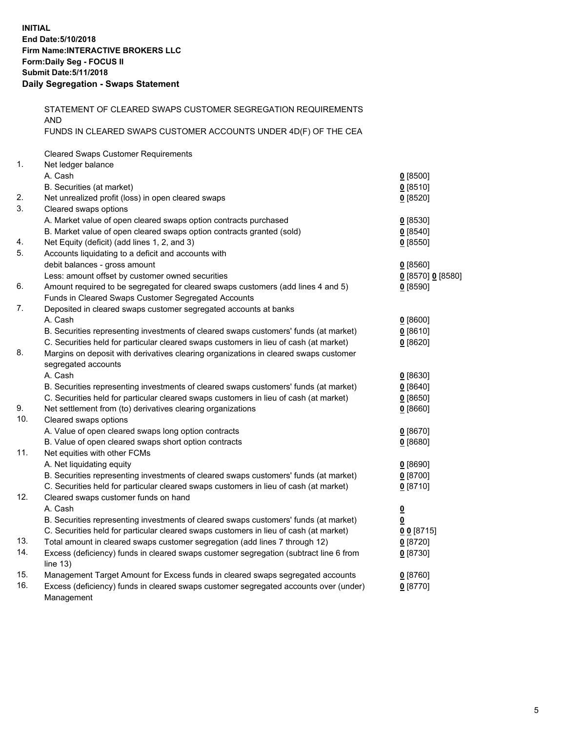**INITIAL**
**End Date:5/10/2018**
**Firm Name:INTERACTIVE BROKERS LLC**
**Form:Daily Seg - FOCUS II**
**Submit Date:5/11/2018**
**Daily Segregation - Swaps Statement**

STATEMENT OF CLEARED SWAPS CUSTOMER SEGREGATION REQUIREMENTS AND FUNDS IN CLEARED SWAPS CUSTOMER ACCOUNTS UNDER 4D(F) OF THE CEA

| | | |
|---|---|---|
| | Cleared Swaps Customer Requirements | |
| 1. | Net ledger balance | |
| | A. Cash | 0 [8500] |
| | B. Securities (at market) | 0 [8510] |
| 2. | Net unrealized profit (loss) in open cleared swaps | 0 [8520] |
| 3. | Cleared swaps options | |
| | A. Market value of open cleared swaps option contracts purchased | 0 [8530] |
| | B. Market value of open cleared swaps option contracts granted (sold) | 0 [8540] |
| 4. | Net Equity (deficit) (add lines 1, 2, and 3) | 0 [8550] |
| 5. | Accounts liquidating to a deficit and accounts with debit balances - gross amount | 0 [8560] |
| | Less: amount offset by customer owned securities | 0 [8570] 0 [8580] |
| 6. | Amount required to be segregated for cleared swaps customers (add lines 4 and 5) | 0 [8590] |
| | Funds in Cleared Swaps Customer Segregated Accounts | |
| 7. | Deposited in cleared swaps customer segregated accounts at banks | |
| | A. Cash | 0 [8600] |
| | B. Securities representing investments of cleared swaps customers' funds (at market) | 0 [8610] |
| | C. Securities held for particular cleared swaps customers in lieu of cash (at market) | 0 [8620] |
| 8. | Margins on deposit with derivatives clearing organizations in cleared swaps customer segregated accounts | |
| | A. Cash | 0 [8630] |
| | B. Securities representing investments of cleared swaps customers' funds (at market) | 0 [8640] |
| | C. Securities held for particular cleared swaps customers in lieu of cash (at market) | 0 [8650] |
| 9. | Net settlement from (to) derivatives clearing organizations | 0 [8660] |
| 10. | Cleared swaps options | |
| | A. Value of open cleared swaps long option contracts | 0 [8670] |
| | B. Value of open cleared swaps short option contracts | 0 [8680] |
| 11. | Net equities with other FCMs | |
| | A. Net liquidating equity | 0 [8690] |
| | B. Securities representing investments of cleared swaps customers' funds (at market) | 0 [8700] |
| | C. Securities held for particular cleared swaps customers in lieu of cash (at market) | 0 [8710] |
| 12. | Cleared swaps customer funds on hand | |
| | A. Cash | 0 |
| | B. Securities representing investments of cleared swaps customers' funds (at market) | 0 |
| | C. Securities held for particular cleared swaps customers in lieu of cash (at market) | 0 0 [8715] |
| 13. | Total amount in cleared swaps customer segregation (add lines 7 through 12) | 0 [8720] |
| 14. | Excess (deficiency) funds in cleared swaps customer segregation (subtract line 6 from line 13) | 0 [8730] |
| 15. | Management Target Amount for Excess funds in cleared swaps segregated accounts | 0 [8760] |
| 16. | Excess (deficiency) funds in cleared swaps customer segregated accounts over (under) Management | 0 [8770] |